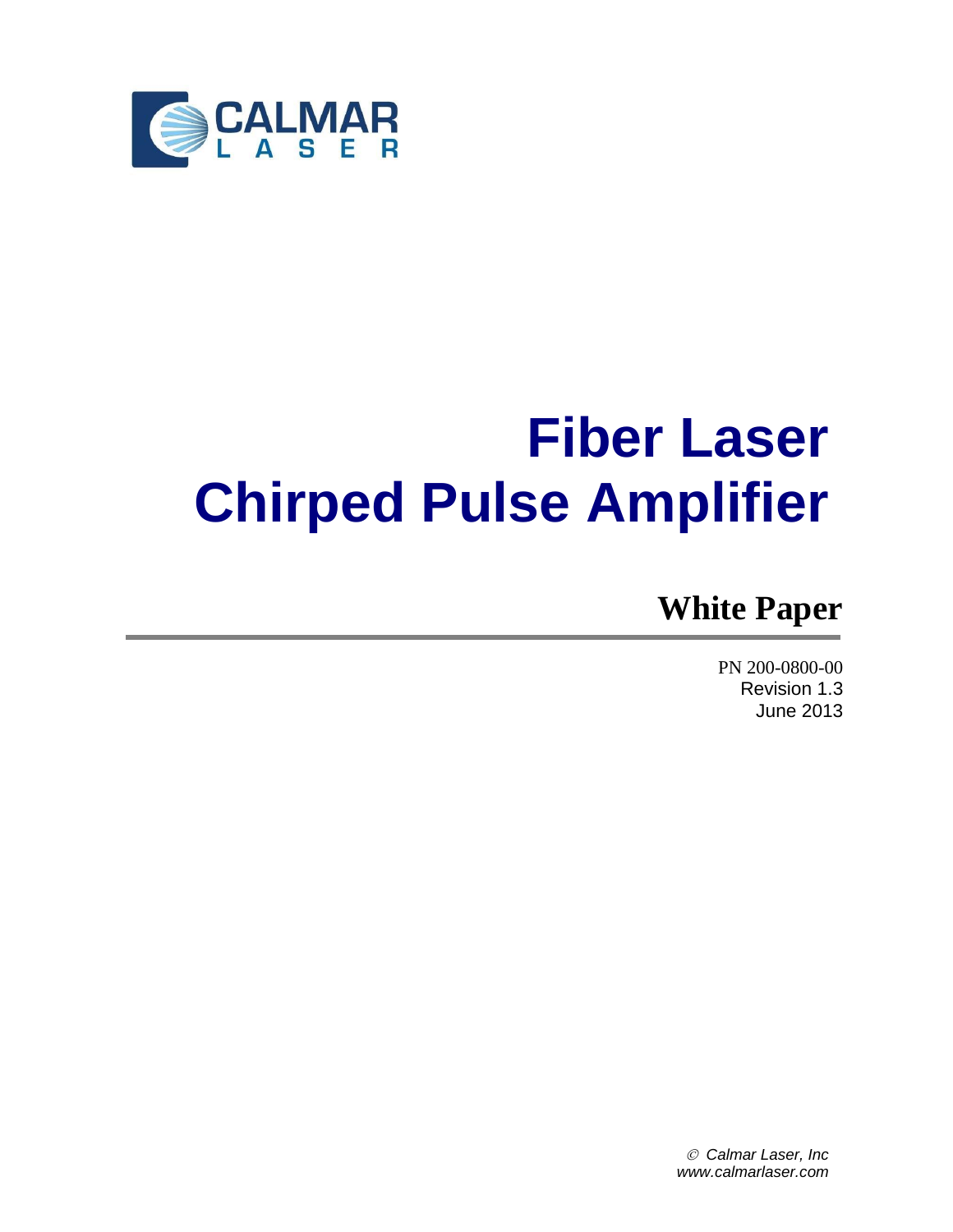CALMAR
LASER

# Fiber Laser Chirped Pulse Amplifier

## White Paper

PN 200-0800-00
Revision 1.3
June 2013

© *Calmar Laser, Inc*
*www.calmarlaser.com*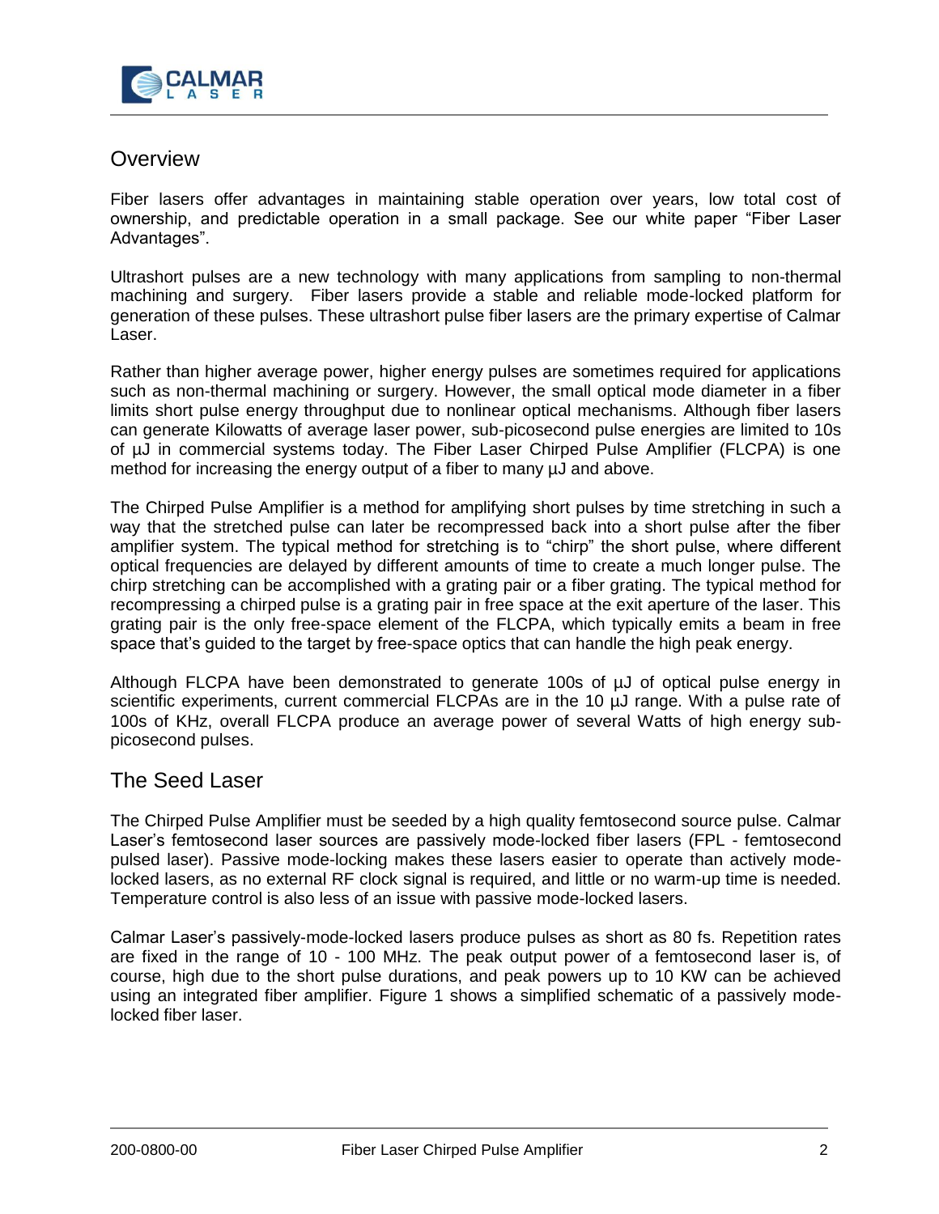## Overview

Fiber lasers offer advantages in maintaining stable operation over years, low total cost of ownership, and predictable operation in a small package. See our white paper "Fiber Laser Advantages".

Ultrashort pulses are a new technology with many applications from sampling to non-thermal machining and surgery. Fiber lasers provide a stable and reliable mode-locked platform for generation of these pulses. These ultrashort pulse fiber lasers are the primary expertise of Calmar Laser.

Rather than higher average power, higher energy pulses are sometimes required for applications such as non-thermal machining or surgery. However, the small optical mode diameter in a fiber limits short pulse energy throughput due to nonlinear optical mechanisms. Although fiber lasers can generate Kilowatts of average laser power, sub-picosecond pulse energies are limited to 10s of µJ in commercial systems today. The Fiber Laser Chirped Pulse Amplifier (FLCPA) is one method for increasing the energy output of a fiber to many µJ and above.

The Chirped Pulse Amplifier is a method for amplifying short pulses by time stretching in such a way that the stretched pulse can later be recompressed back into a short pulse after the fiber amplifier system. The typical method for stretching is to "chirp" the short pulse, where different optical frequencies are delayed by different amounts of time to create a much longer pulse. The chirp stretching can be accomplished with a grating pair or a fiber grating. The typical method for recompressing a chirped pulse is a grating pair in free space at the exit aperture of the laser. This grating pair is the only free-space element of the FLCPA, which typically emits a beam in free space that's guided to the target by free-space optics that can handle the high peak energy.

Although FLCPA have been demonstrated to generate 100s of µJ of optical pulse energy in scientific experiments, current commercial FLCPAs are in the 10 µJ range. With a pulse rate of 100s of KHz, overall FLCPA produce an average power of several Watts of high energy sub-picosecond pulses.

## The Seed Laser

The Chirped Pulse Amplifier must be seeded by a high quality femtosecond source pulse. Calmar Laser's femtosecond laser sources are passively mode-locked fiber lasers (FPL - femtosecond pulsed laser). Passive mode-locking makes these lasers easier to operate than actively mode-locked lasers, as no external RF clock signal is required, and little or no warm-up time is needed. Temperature control is also less of an issue with passive mode-locked lasers.

Calmar Laser's passively-mode-locked lasers produce pulses as short as 80 fs. Repetition rates are fixed in the range of 10 - 100 MHz. The peak output power of a femtosecond laser is, of course, high due to the short pulse durations, and peak powers up to 10 KW can be achieved using an integrated fiber amplifier. Figure 1 shows a simplified schematic of a passively mode-locked fiber laser.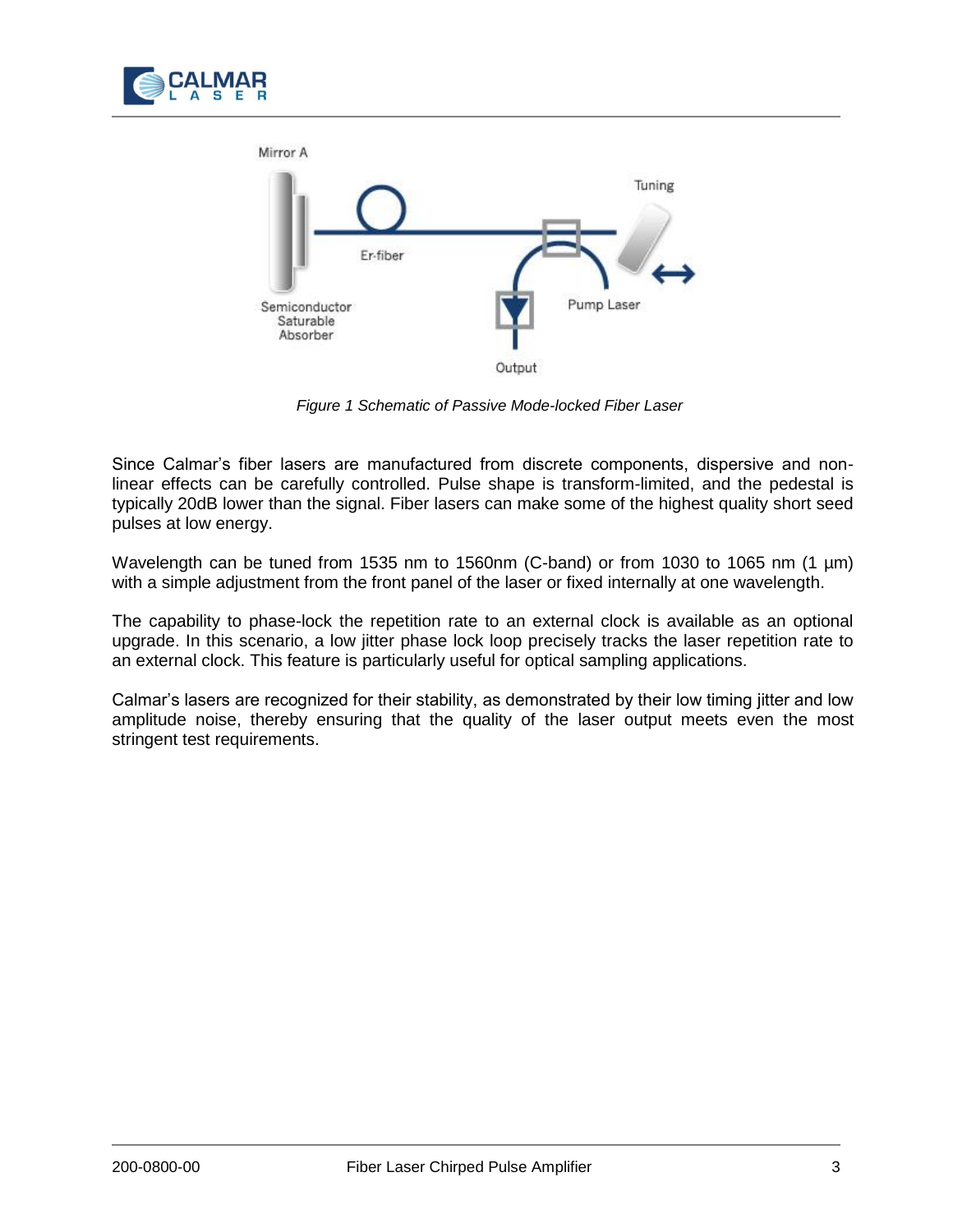Mirror A

Tuning

Er-fiber

Semiconductor Saturable Absorber

Pump Laser

Output

*Figure 1 Schematic of Passive Mode-locked Fiber Laser*

Since Calmar's fiber lasers are manufactured from discrete components, dispersive and non-linear effects can be carefully controlled. Pulse shape is transform-limited, and the pedestal is typically 20dB lower than the signal. Fiber lasers can make some of the highest quality short seed pulses at low energy.

Wavelength can be tuned from 1535 nm to 1560nm (C-band) or from 1030 to 1065 nm (1 µm) with a simple adjustment from the front panel of the laser or fixed internally at one wavelength.

The capability to phase-lock the repetition rate to an external clock is available as an optional upgrade. In this scenario, a low jitter phase lock loop precisely tracks the laser repetition rate to an external clock. This feature is particularly useful for optical sampling applications.

Calmar's lasers are recognized for their stability, as demonstrated by their low timing jitter and low amplitude noise, thereby ensuring that the quality of the laser output meets even the most stringent test requirements.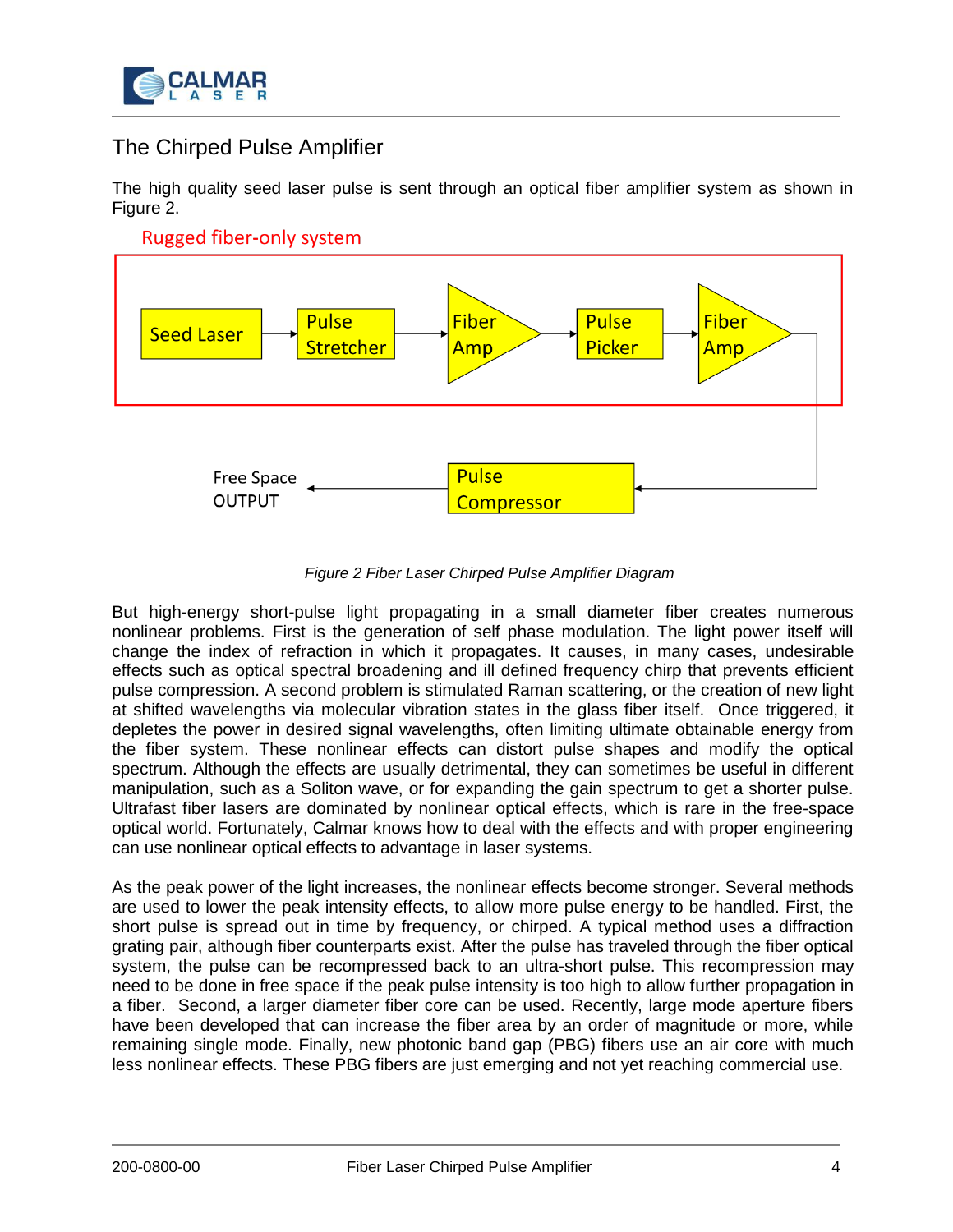## The Chirped Pulse Amplifier

The high quality seed laser pulse is sent through an optical fiber amplifier system as shown in Figure 2.

*Figure 2 Fiber Laser Chirped Pulse Amplifier Diagram*

But high-energy short-pulse light propagating in a small diameter fiber creates numerous nonlinear problems. First is the generation of self phase modulation. The light power itself will change the index of refraction in which it propagates. It causes, in many cases, undesirable effects such as optical spectral broadening and ill defined frequency chirp that prevents efficient pulse compression. A second problem is stimulated Raman scattering, or the creation of new light at shifted wavelengths via molecular vibration states in the glass fiber itself. Once triggered, it depletes the power in desired signal wavelengths, often limiting ultimate obtainable energy from the fiber system. These nonlinear effects can distort pulse shapes and modify the optical spectrum. Although the effects are usually detrimental, they can sometimes be useful in different manipulation, such as a Soliton wave, or for expanding the gain spectrum to get a shorter pulse. Ultrafast fiber lasers are dominated by nonlinear optical effects, which is rare in the free-space optical world. Fortunately, Calmar knows how to deal with the effects and with proper engineering can use nonlinear optical effects to advantage in laser systems.

As the peak power of the light increases, the nonlinear effects become stronger. Several methods are used to lower the peak intensity effects, to allow more pulse energy to be handled. First, the short pulse is spread out in time by frequency, or chirped. A typical method uses a diffraction grating pair, although fiber counterparts exist. After the pulse has traveled through the fiber optical system, the pulse can be recompressed back to an ultra-short pulse. This recompression may need to be done in free space if the peak pulse intensity is too high to allow further propagation in a fiber. Second, a larger diameter fiber core can be used. Recently, large mode aperture fibers have been developed that can increase the fiber area by an order of magnitude or more, while remaining single mode. Finally, new photonic band gap (PBG) fibers use an air core with much less nonlinear effects. These PBG fibers are just emerging and not yet reaching commercial use.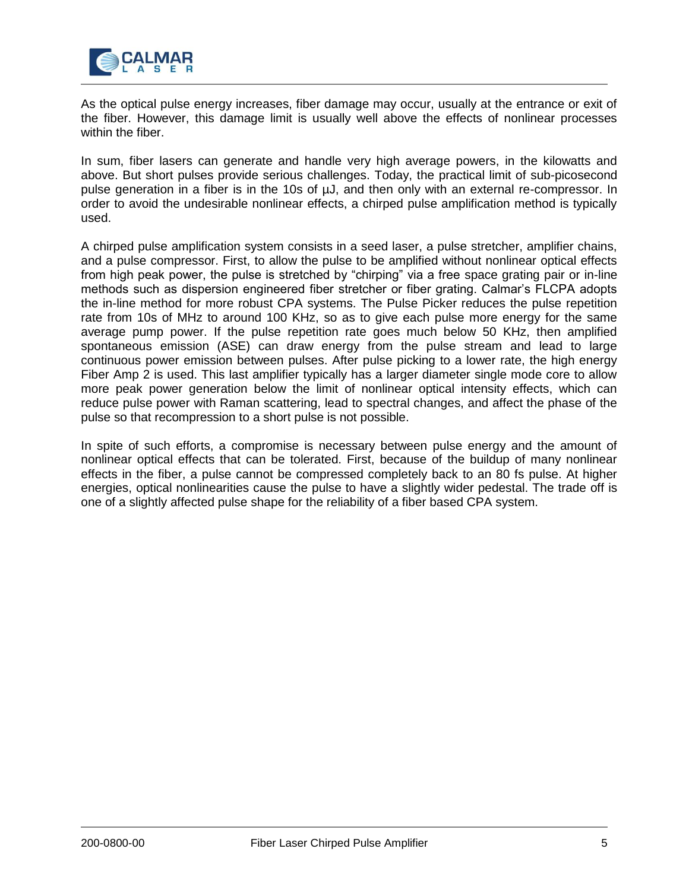As the optical pulse energy increases, fiber damage may occur, usually at the entrance or exit of the fiber. However, this damage limit is usually well above the effects of nonlinear processes within the fiber.

In sum, fiber lasers can generate and handle very high average powers, in the kilowatts and above. But short pulses provide serious challenges. Today, the practical limit of sub-picosecond pulse generation in a fiber is in the 10s of µJ, and then only with an external re-compressor. In order to avoid the undesirable nonlinear effects, a chirped pulse amplification method is typically used.

A chirped pulse amplification system consists in a seed laser, a pulse stretcher, amplifier chains, and a pulse compressor. First, to allow the pulse to be amplified without nonlinear optical effects from high peak power, the pulse is stretched by "chirping" via a free space grating pair or in-line methods such as dispersion engineered fiber stretcher or fiber grating. Calmar's FLCPA adopts the in-line method for more robust CPA systems. The Pulse Picker reduces the pulse repetition rate from 10s of MHz to around 100 KHz, so as to give each pulse more energy for the same average pump power. If the pulse repetition rate goes much below 50 KHz, then amplified spontaneous emission (ASE) can draw energy from the pulse stream and lead to large continuous power emission between pulses. After pulse picking to a lower rate, the high energy Fiber Amp 2 is used. This last amplifier typically has a larger diameter single mode core to allow more peak power generation below the limit of nonlinear optical intensity effects, which can reduce pulse power with Raman scattering, lead to spectral changes, and affect the phase of the pulse so that recompression to a short pulse is not possible.

In spite of such efforts, a compromise is necessary between pulse energy and the amount of nonlinear optical effects that can be tolerated. First, because of the buildup of many nonlinear effects in the fiber, a pulse cannot be compressed completely back to an 80 fs pulse. At higher energies, optical nonlinearities cause the pulse to have a slightly wider pedestal. The trade off is one of a slightly affected pulse shape for the reliability of a fiber based CPA system.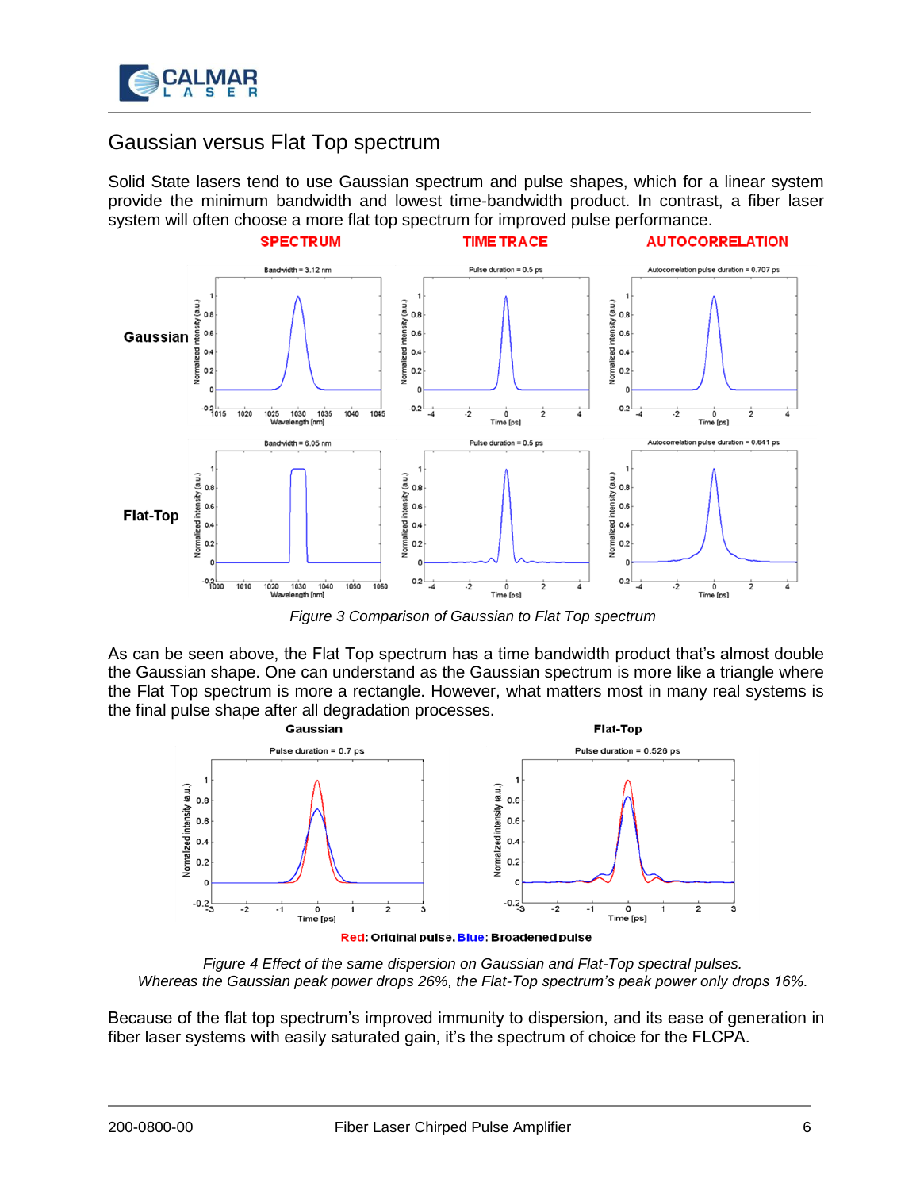## Gaussian versus Flat Top spectrum

Solid State lasers tend to use Gaussian spectrum and pulse shapes, which for a linear system provide the minimum bandwidth and lowest time-bandwidth product. In contrast, a fiber laser system will often choose a more flat top spectrum for improved pulse performance.

*Figure 3 Comparison of Gaussian to Flat Top spectrum*

As can be seen above, the Flat Top spectrum has a time bandwidth product that's almost double the Gaussian shape. One can understand as the Gaussian spectrum is more like a triangle where the Flat Top spectrum is more a rectangle. However, what matters most in many real systems is the final pulse shape after all degradation processes.

*Figure 4 Effect of the same dispersion on Gaussian and Flat-Top spectral pulses. Whereas the Gaussian peak power drops 26%, the Flat-Top spectrum's peak power only drops 16%.*

Because of the flat top spectrum's improved immunity to dispersion, and its ease of generation in fiber laser systems with easily saturated gain, it's the spectrum of choice for the FLCPA.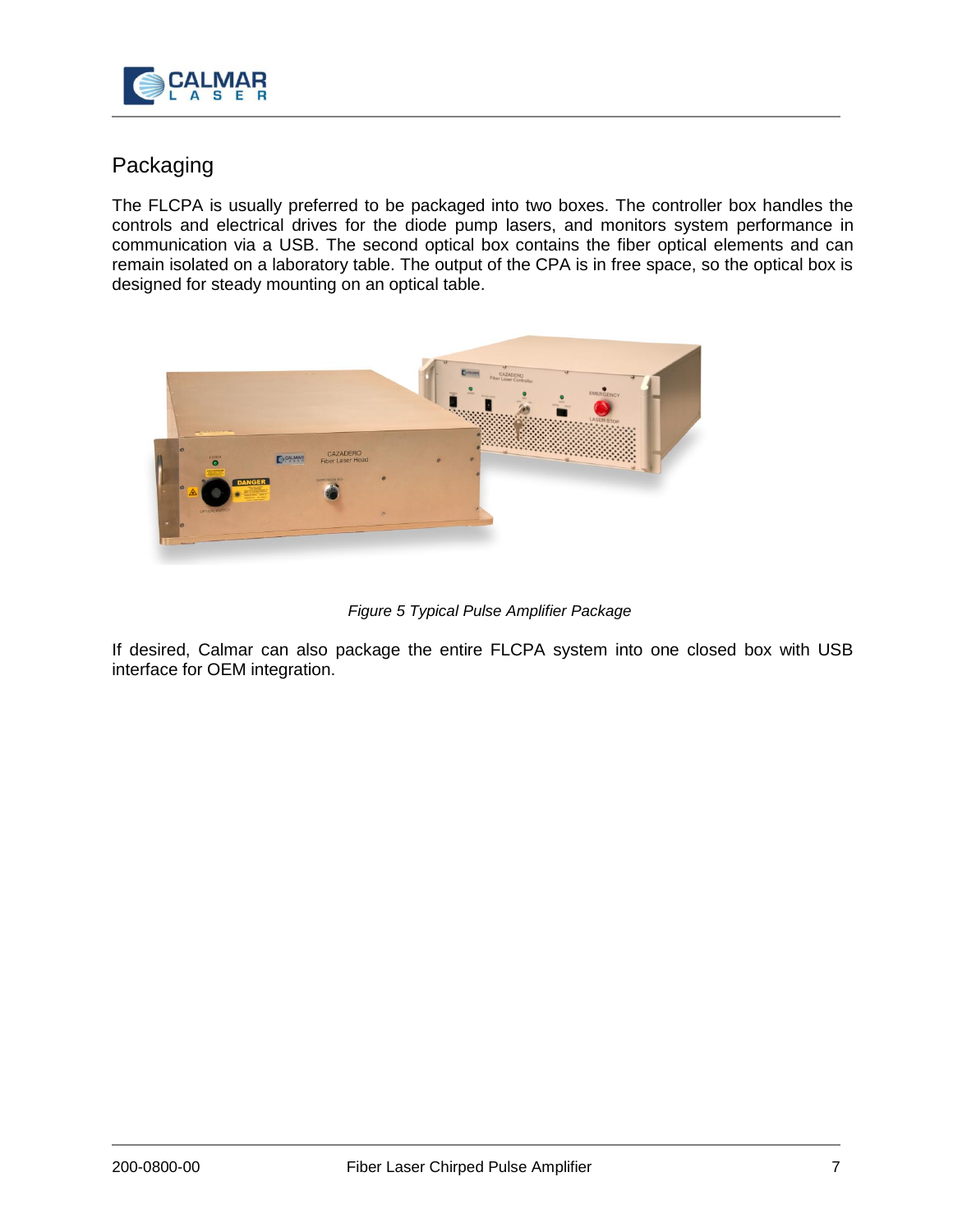## Packaging

The FLCPA is usually preferred to be packaged into two boxes. The controller box handles the controls and electrical drives for the diode pump lasers, and monitors system performance in communication via a USB. The second optical box contains the fiber optical elements and can remain isolated on a laboratory table. The output of the CPA is in free space, so the optical box is designed for steady mounting on an optical table.

*Figure 5 Typical Pulse Amplifier Package*

If desired, Calmar can also package the entire FLCPA system into one closed box with USB interface for OEM integration.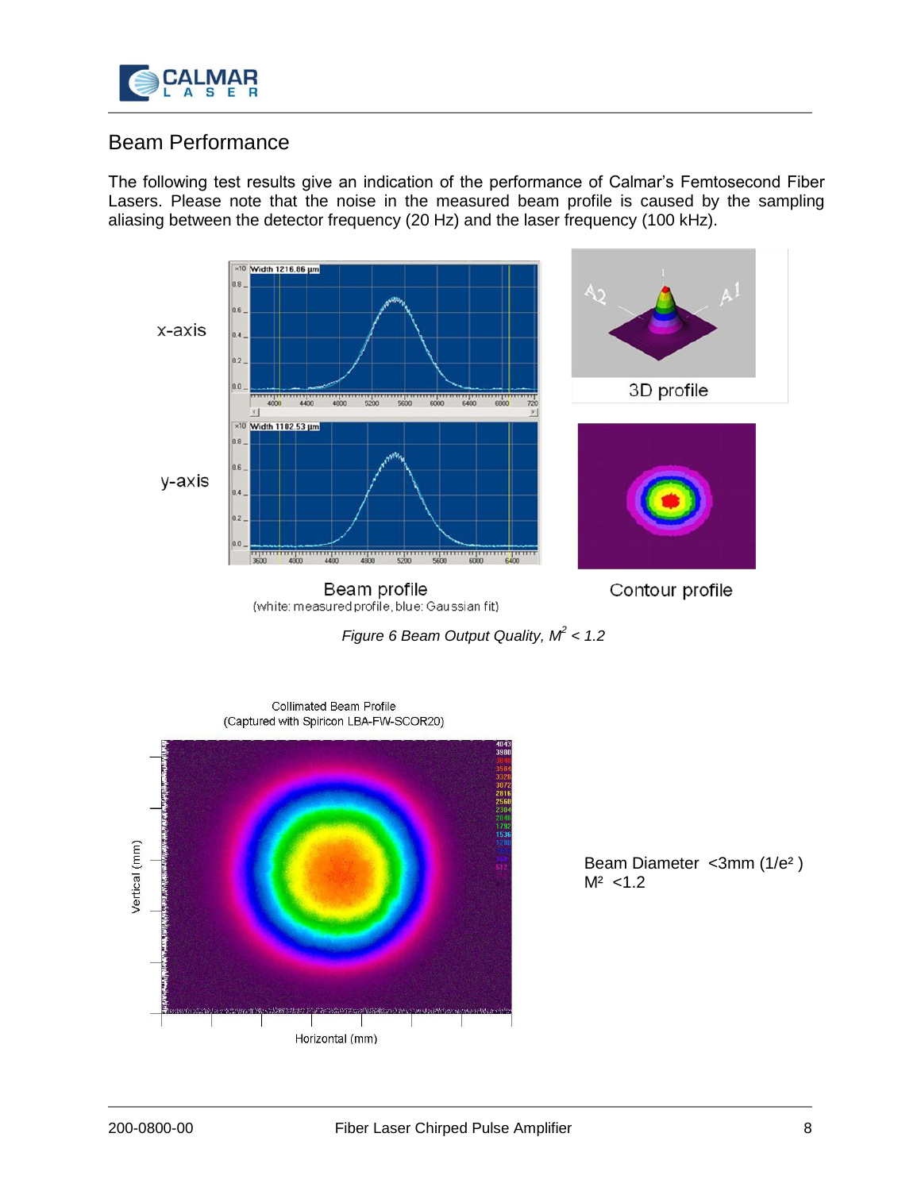## Beam Performance

The following test results give an indication of the performance of Calmar's Femtosecond Fiber Lasers. Please note that the noise in the measured beam profile is caused by the sampling aliasing between the detector frequency (20 Hz) and the laser frequency (100 kHz).

x-axis

y-axis

3D profile

Beam profile
(white: measured profile, blue: Gaussian fit)

Contour profile

*Figure 6 Beam Output Quality, $M^2 < 1.2$*

Collimated Beam Profile
(Captured with Spiricon LBA-FW-SCOR20)

Beam Diameter <3mm ($1/e^2$)
$M^2$ <1.2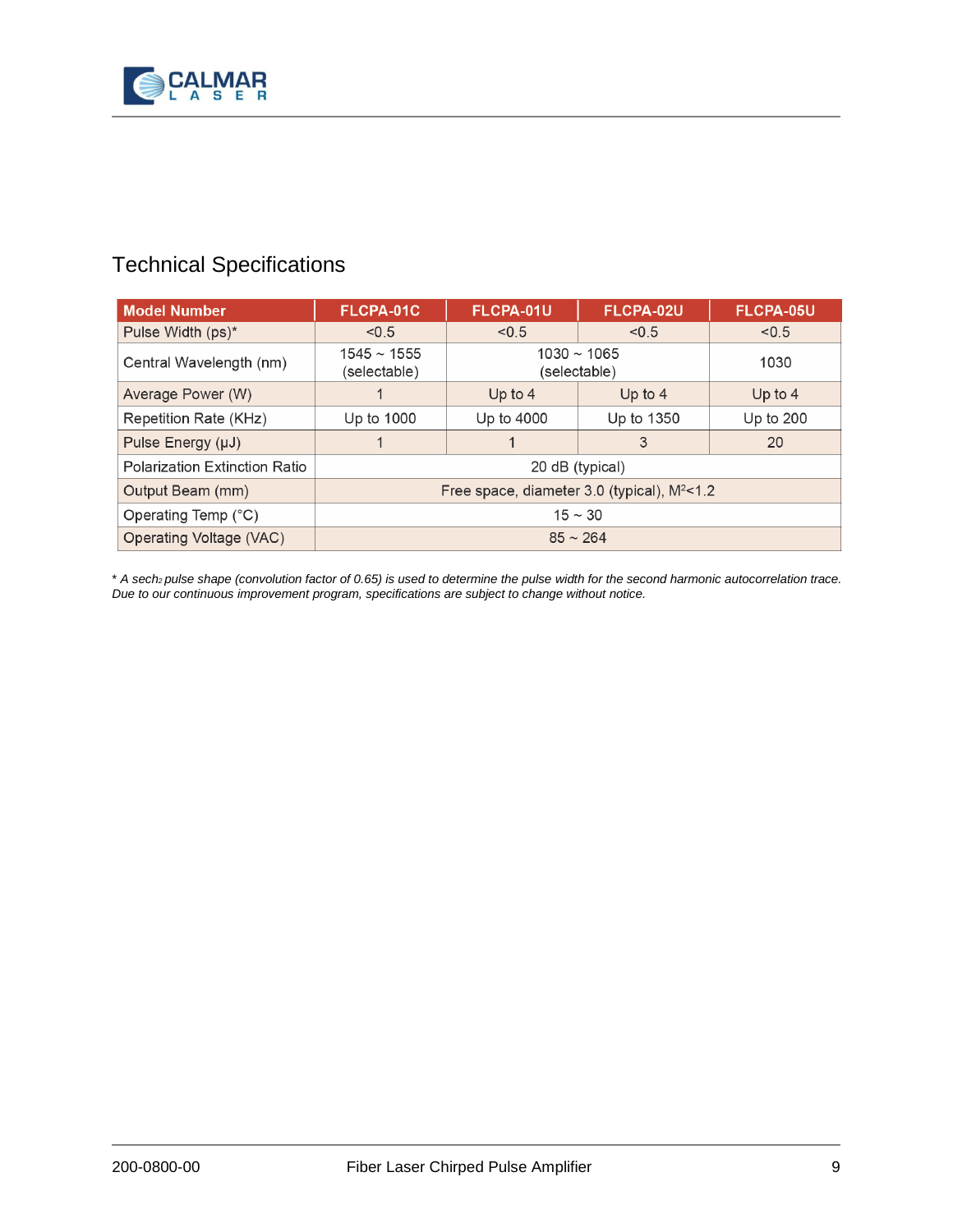## Technical Specifications

| Model Number | FLCPA-01C | FLCPA-01U | FLCPA-02U | FLCPA-05U |
|---|---|---|---|---|
| Pulse Width (ps)* | <0.5 | <0.5 | <0.5 | <0.5 |
| Central Wavelength (nm) | 1545 ~ 1555 (selectable) | 1030 ~ 1065 (selectable) | | 1030 |
| Average Power (W) | 1 | Up to 4 | Up to 4 | Up to 4 |
| Repetition Rate (KHz) | Up to 1000 | Up to 4000 | Up to 1350 | Up to 200 |
| Pulse Energy (µJ) | 1 | 1 | 3 | 20 |
| Polarization Extinction Ratio | 20 dB (typical) | | | |
| Output Beam (mm) | Free space, diameter 3.0 (typical), $M^2$<1.2 | | | |
| Operating Temp (°C) | 15 ~ 30 | | | |
| Operating Voltage (VAC) | 85 ~ 264 | | | |

*\* A $sech_2$ pulse shape (convolution factor of 0.65) is used to determine the pulse width for the second harmonic autocorrelation trace. Due to our continuous improvement program, specifications are subject to change without notice.*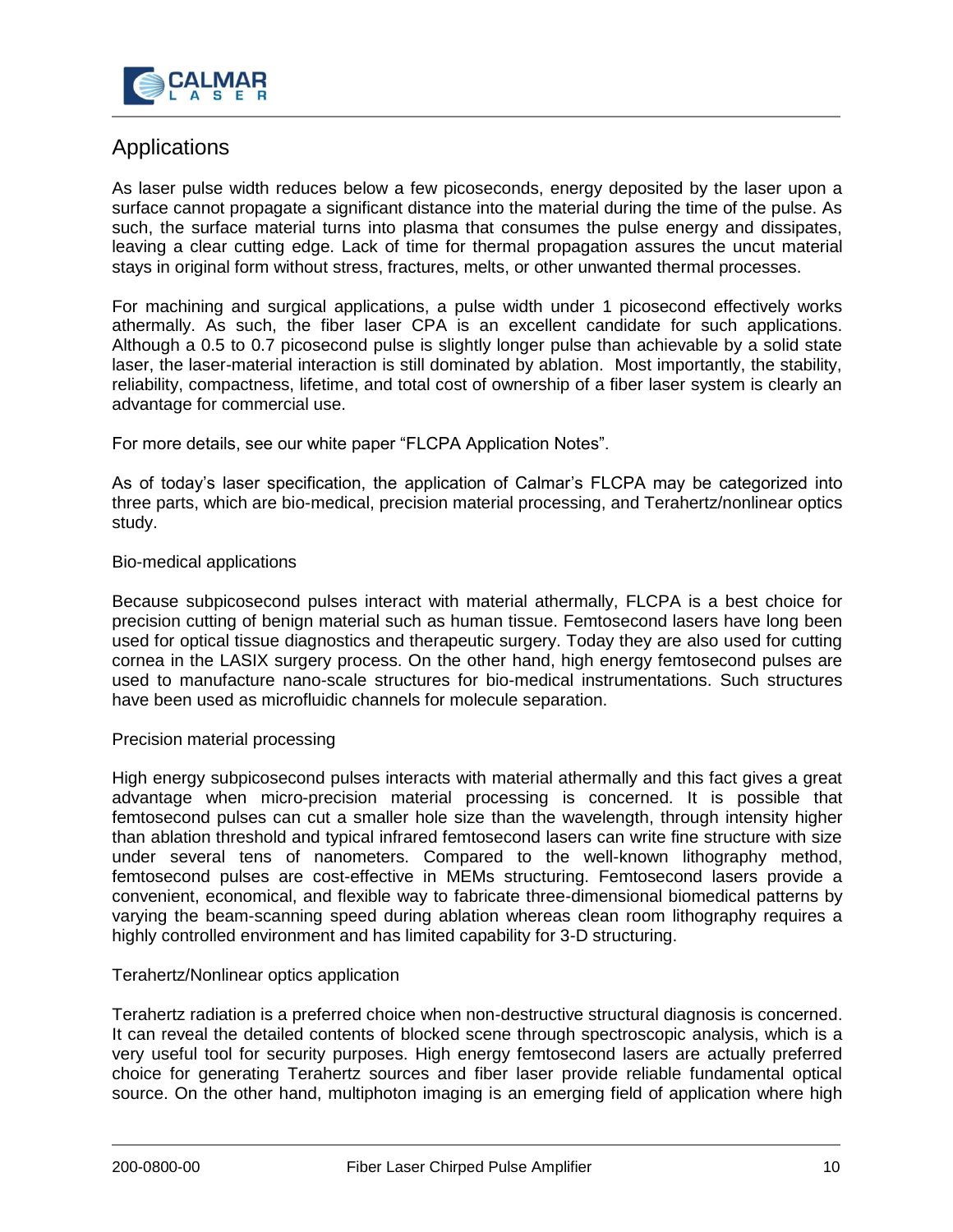## Applications

As laser pulse width reduces below a few picoseconds, energy deposited by the laser upon a surface cannot propagate a significant distance into the material during the time of the pulse. As such, the surface material turns into plasma that consumes the pulse energy and dissipates, leaving a clear cutting edge. Lack of time for thermal propagation assures the uncut material stays in original form without stress, fractures, melts, or other unwanted thermal processes.

For machining and surgical applications, a pulse width under 1 picosecond effectively works athermally. As such, the fiber laser CPA is an excellent candidate for such applications. Although a 0.5 to 0.7 picosecond pulse is slightly longer pulse than achievable by a solid state laser, the laser-material interaction is still dominated by ablation. Most importantly, the stability, reliability, compactness, lifetime, and total cost of ownership of a fiber laser system is clearly an advantage for commercial use.

For more details, see our white paper "FLCPA Application Notes".

As of today's laser specification, the application of Calmar's FLCPA may be categorized into three parts, which are bio-medical, precision material processing, and Terahertz/nonlinear optics study.

### Bio-medical applications

Because subpicosecond pulses interact with material athermally, FLCPA is a best choice for precision cutting of benign material such as human tissue. Femtosecond lasers have long been used for optical tissue diagnostics and therapeutic surgery. Today they are also used for cutting cornea in the LASIX surgery process. On the other hand, high energy femtosecond pulses are used to manufacture nano-scale structures for bio-medical instrumentations. Such structures have been used as microfluidic channels for molecule separation.

### Precision material processing

High energy subpicosecond pulses interacts with material athermally and this fact gives a great advantage when micro-precision material processing is concerned. It is possible that femtosecond pulses can cut a smaller hole size than the wavelength, through intensity higher than ablation threshold and typical infrared femtosecond lasers can write fine structure with size under several tens of nanometers. Compared to the well-known lithography method, femtosecond pulses are cost-effective in MEMs structuring. Femtosecond lasers provide a convenient, economical, and flexible way to fabricate three-dimensional biomedical patterns by varying the beam-scanning speed during ablation whereas clean room lithography requires a highly controlled environment and has limited capability for 3-D structuring.

### Terahertz/Nonlinear optics application

Terahertz radiation is a preferred choice when non-destructive structural diagnosis is concerned. It can reveal the detailed contents of blocked scene through spectroscopic analysis, which is a very useful tool for security purposes. High energy femtosecond lasers are actually preferred choice for generating Terahertz sources and fiber laser provide reliable fundamental optical source. On the other hand, multiphoton imaging is an emerging field of application where high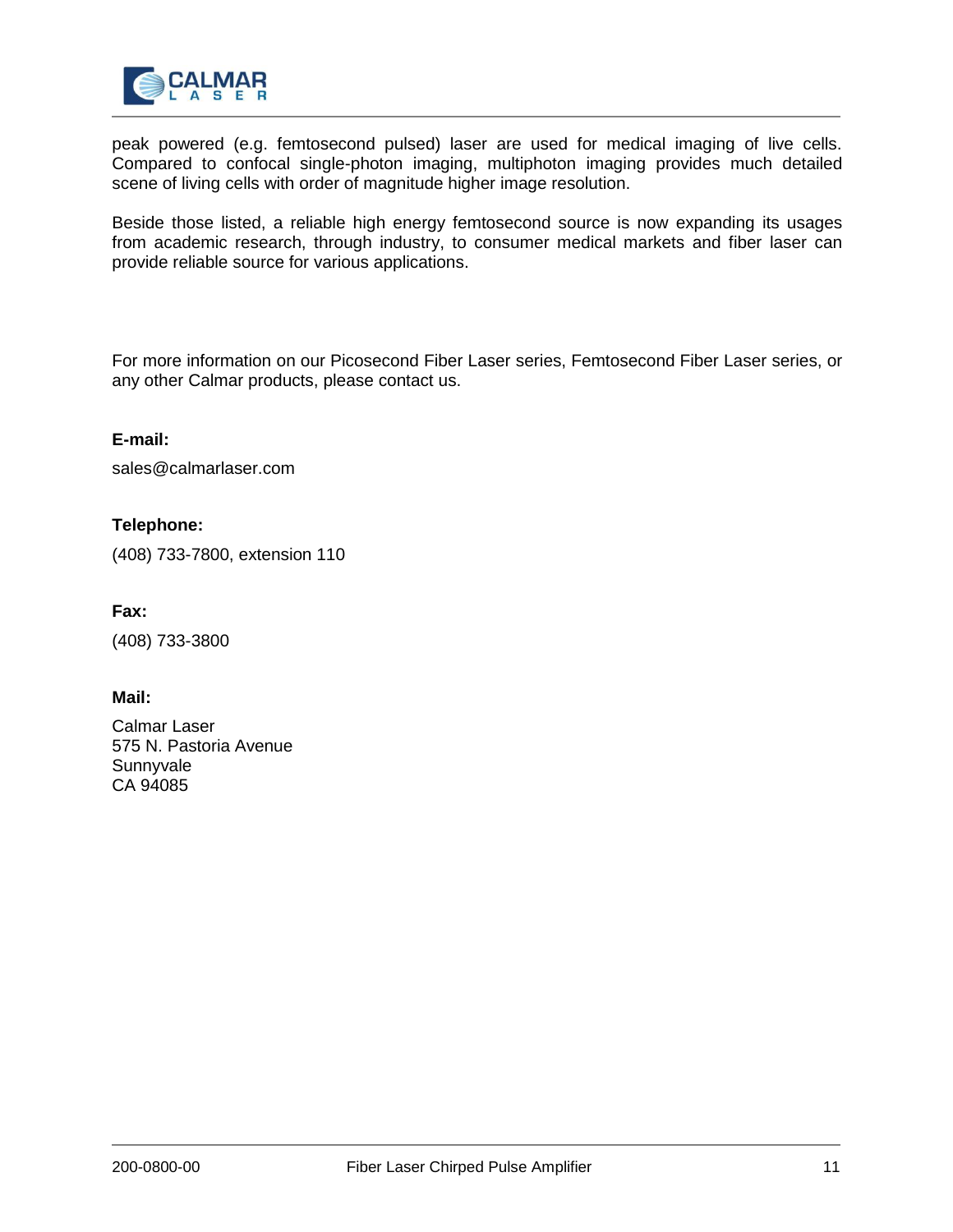peak powered (e.g. femtosecond pulsed) laser are used for medical imaging of live cells. Compared to confocal single-photon imaging, multiphoton imaging provides much detailed scene of living cells with order of magnitude higher image resolution.

Beside those listed, a reliable high energy femtosecond source is now expanding its usages from academic research, through industry, to consumer medical markets and fiber laser can provide reliable source for various applications.

For more information on our Picosecond Fiber Laser series, Femtosecond Fiber Laser series, or any other Calmar products, please contact us.

**E-mail:**

sales@calmarlaser.com

**Telephone:**

(408) 733-7800, extension 110

**Fax:**

(408) 733-3800

**Mail:**

Calmar Laser  
575 N. Pastoria Avenue  
Sunnyvale  
CA 94085